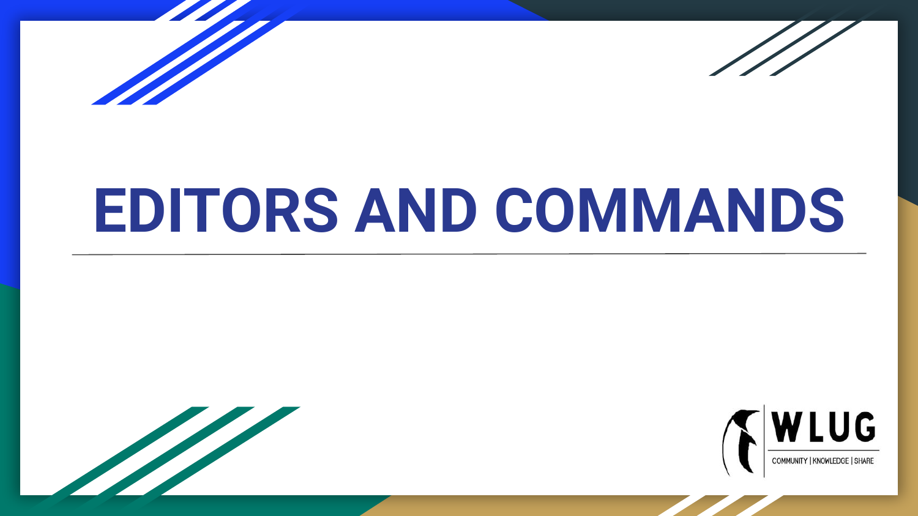# EDITORS AND COMMANDS

WLUG

COMMUNITY | KNOWLEDGE | SHARE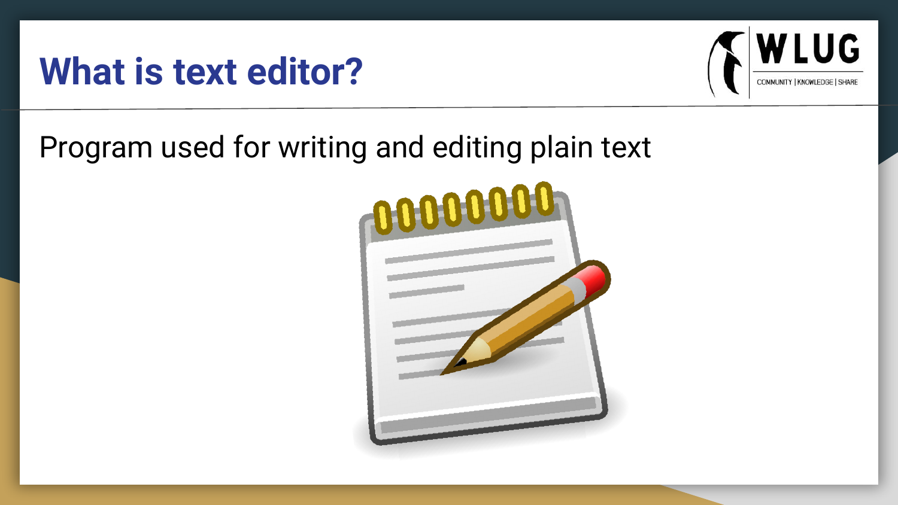# What is text editor?

Program used for writing and editing plain text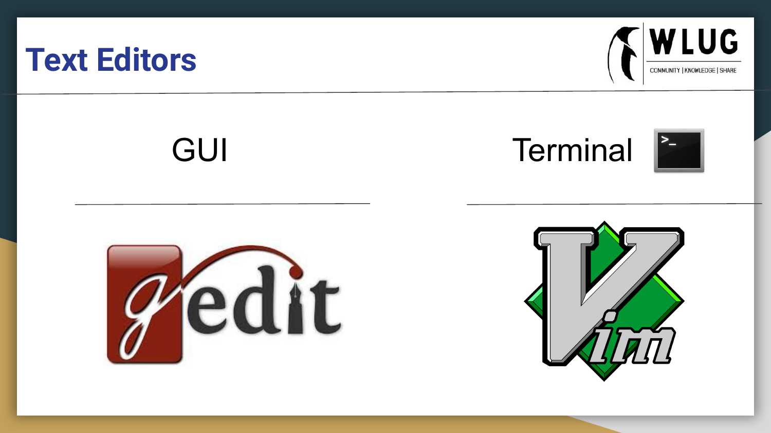# Text Editors

GUI

Terminal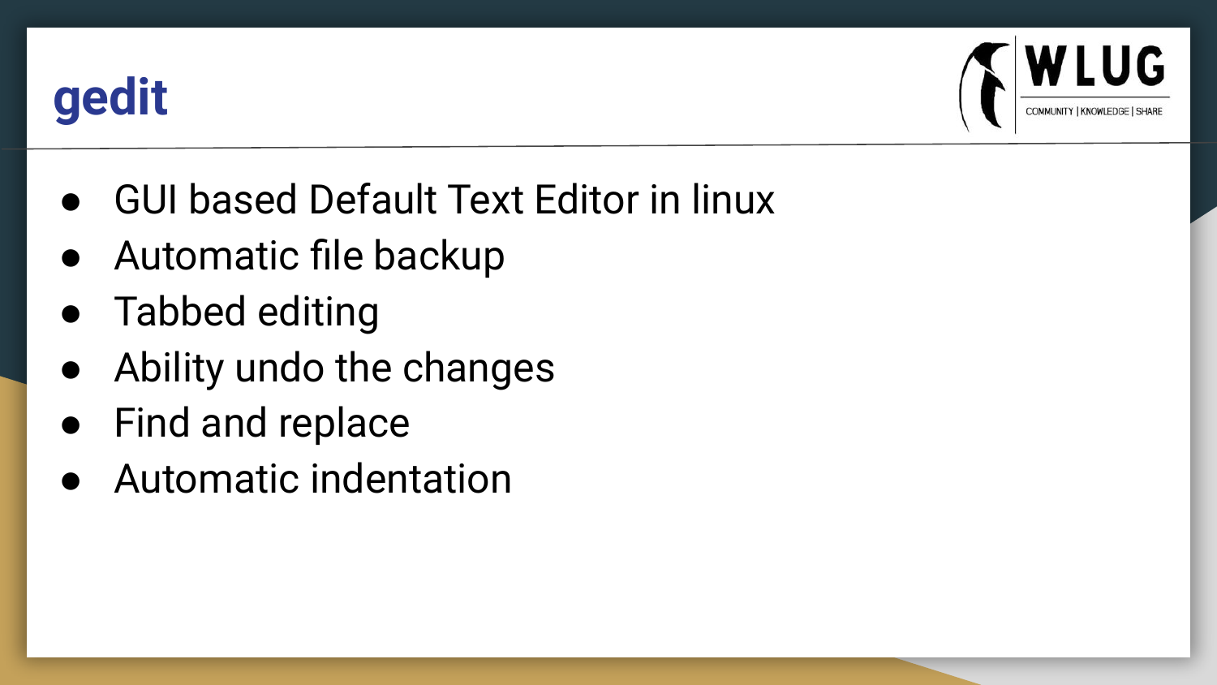# gedit

- GUI based Default Text Editor in linux
- Automatic file backup
- Tabbed editing
- Ability undo the changes
- Find and replace
- Automatic indentation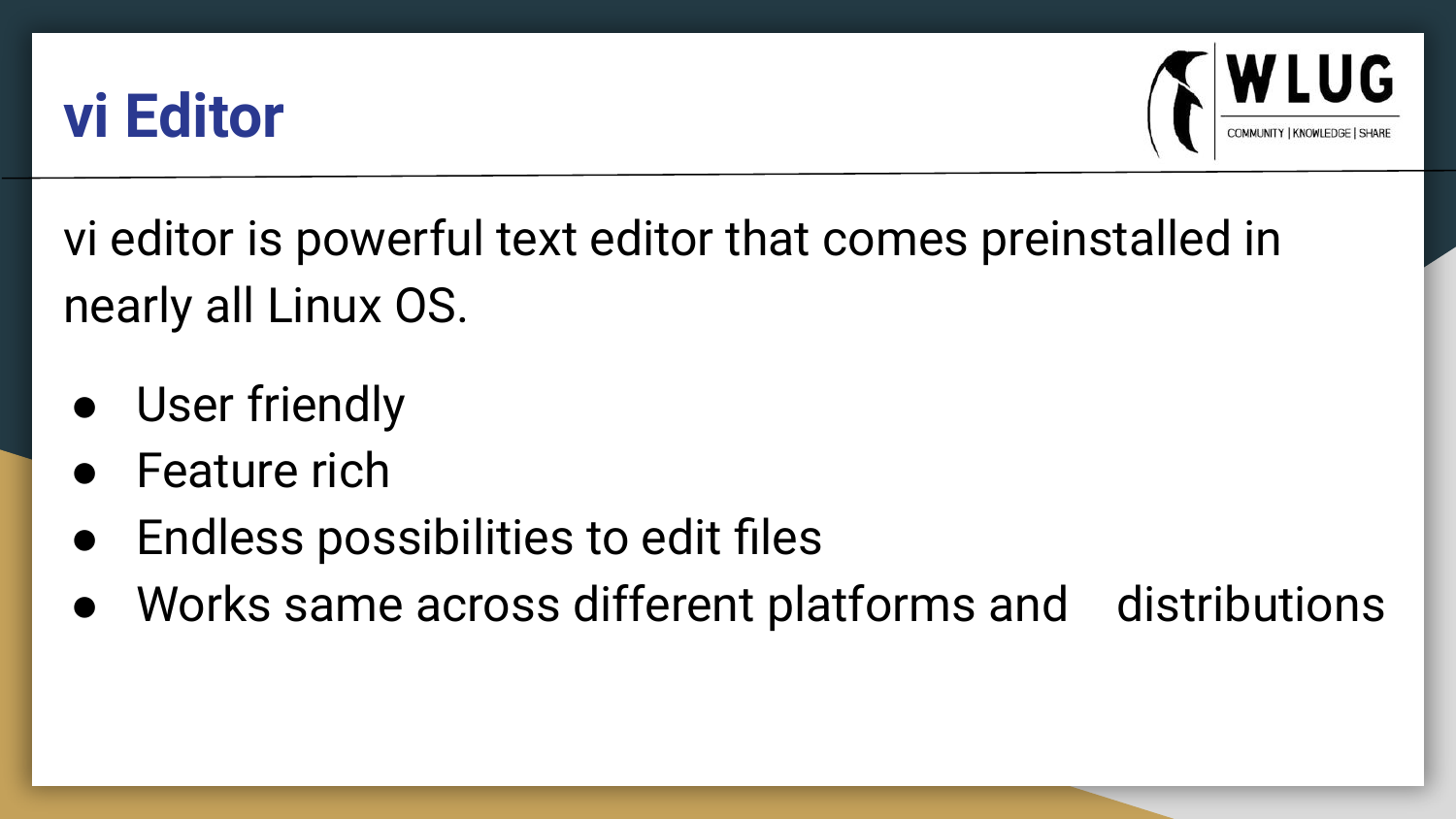# vi Editor

vi editor is powerful text editor that comes preinstalled in nearly all Linux OS.

- User friendly
- Feature rich
- Endless possibilities to edit files
- Works same across different platforms and distributions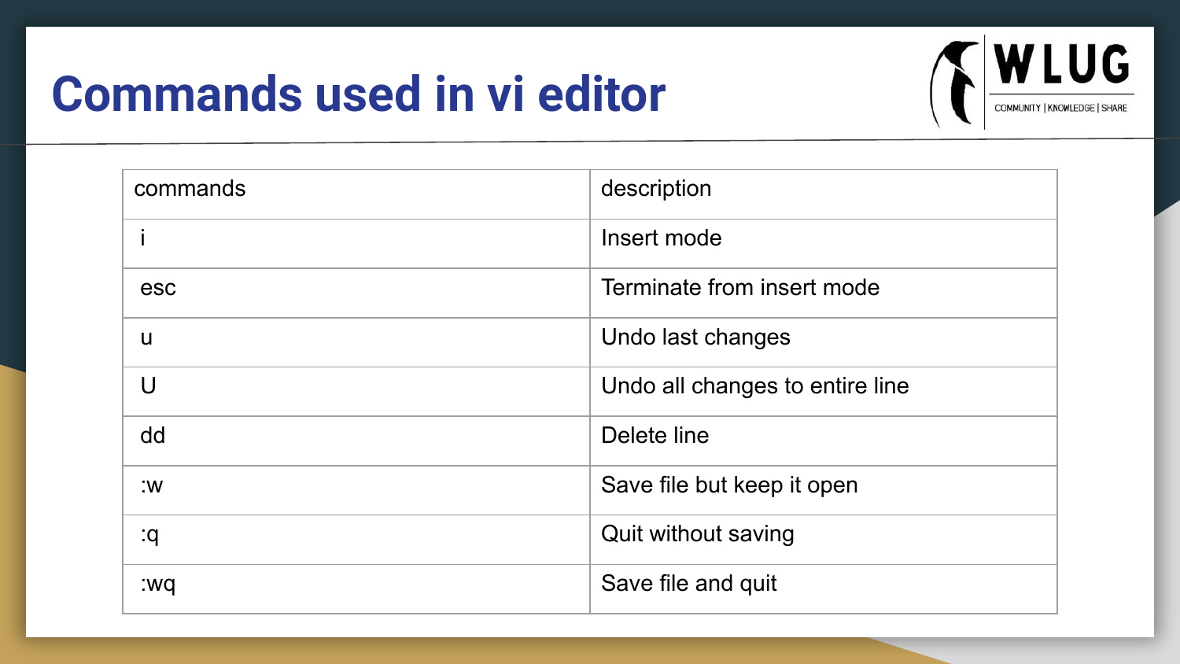# Commands used in vi editor

| commands | description |
| --- | --- |
| i | Insert mode |
| esc | Terminate from insert mode |
| u | Undo last changes |
| U | Undo all changes to entire line |
| dd | Delete line |
| :w | Save file but keep it open |
| :q | Quit without saving |
| :wq | Save file and quit |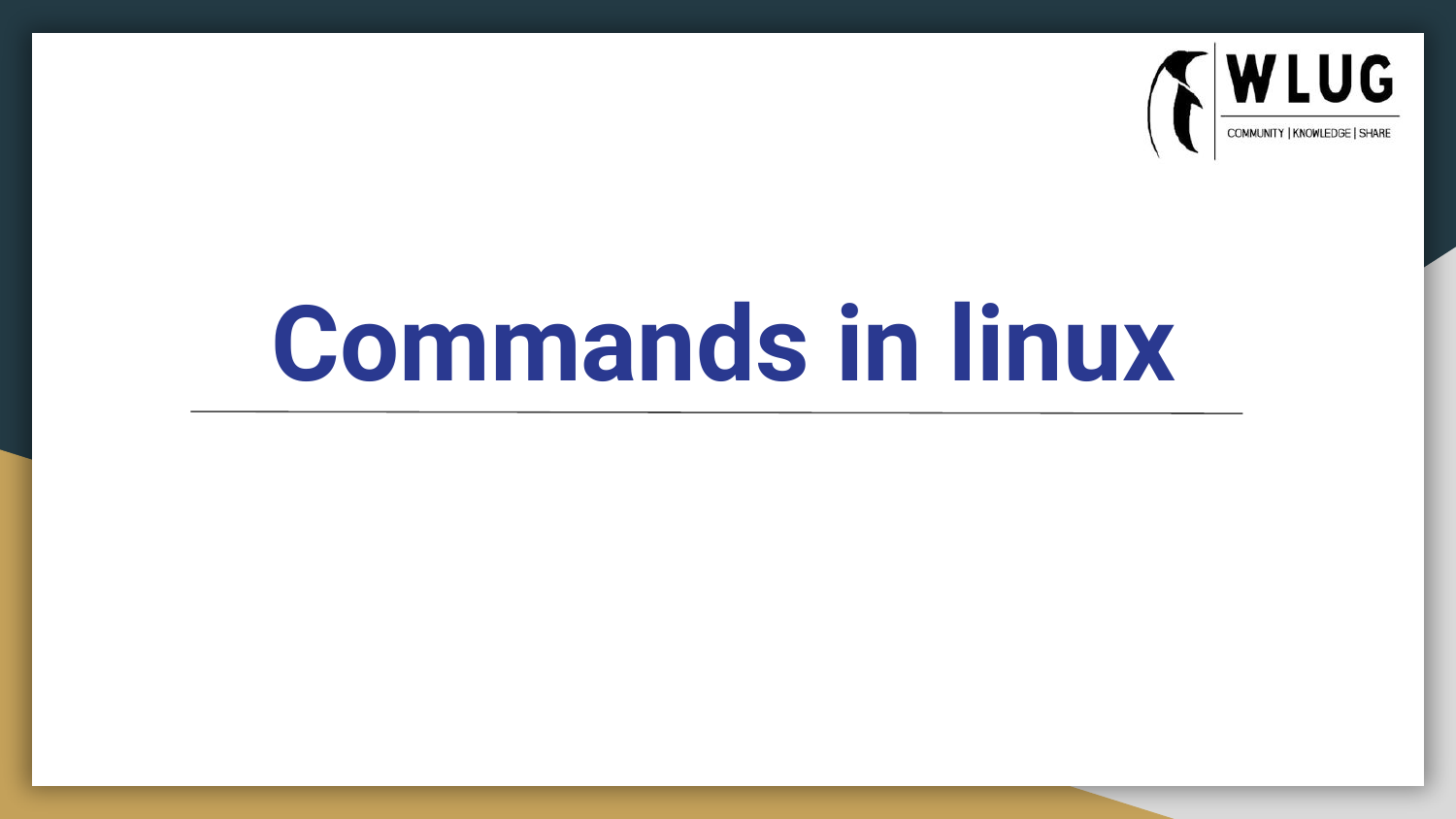# Commands in linux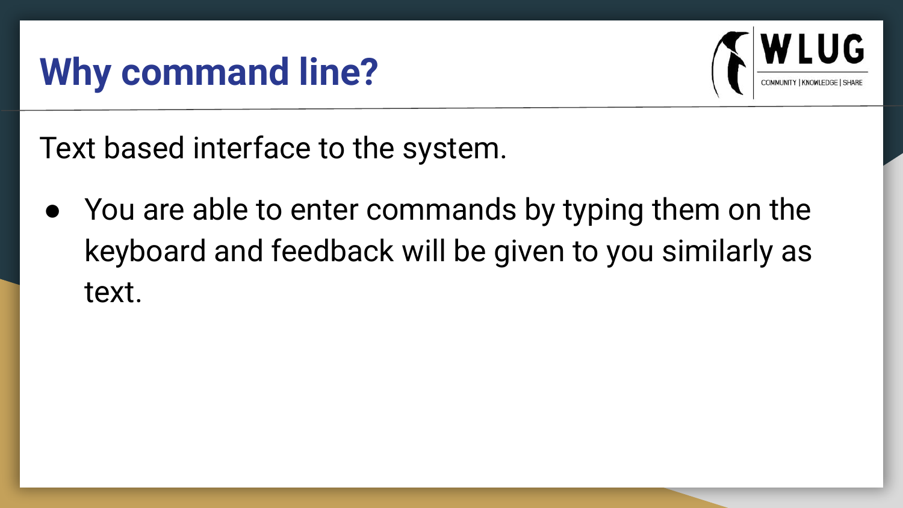# Why command line?

Text based interface to the system.

- You are able to enter commands by typing them on the keyboard and feedback will be given to you similarly as text.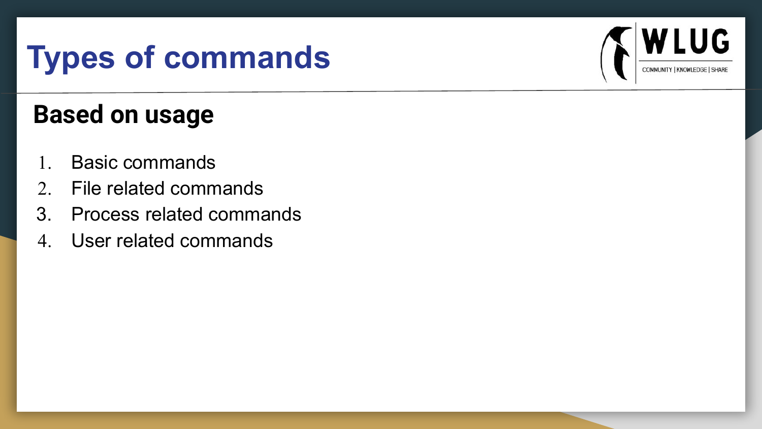# Types of commands

## Based on usage

1. Basic commands
2. File related commands
3. Process related commands
4. User related commands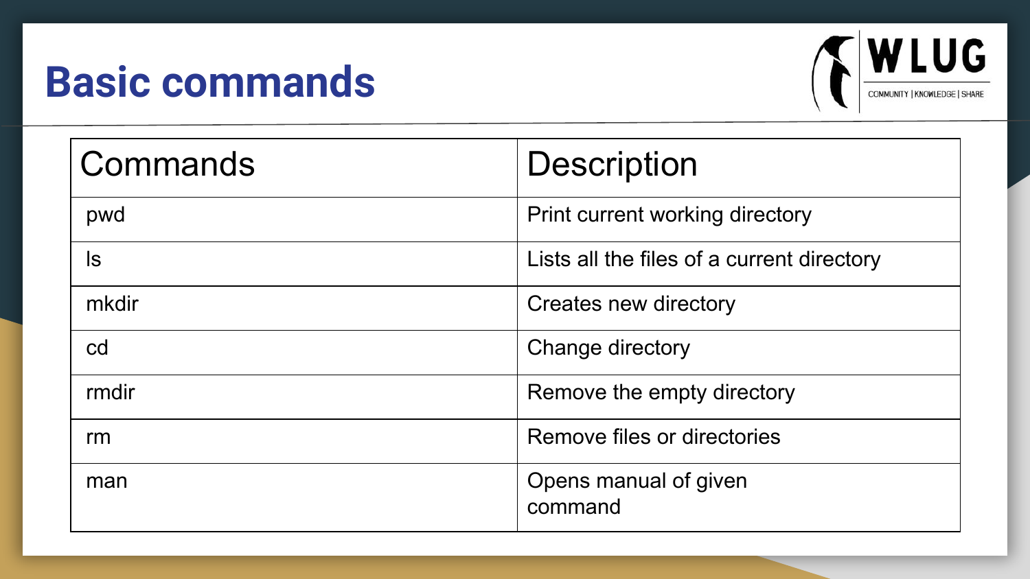# Basic commands

| Commands | Description |
|---|---|
| pwd | Print current working directory |
| ls | Lists all the files of a current directory |
| mkdir | Creates new directory |
| cd | Change directory |
| rmdir | Remove the empty directory |
| rm | Remove files or directories |
| man | Opens manual of given command |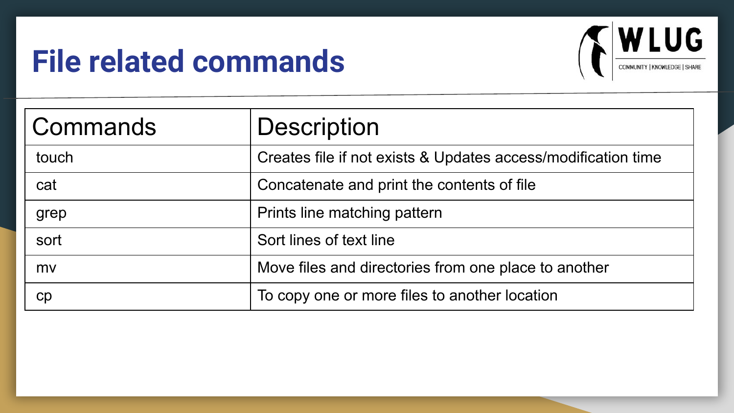# File related commands

| Commands | Description |
| --- | --- |
| touch | Creates file if not exists & Updates access/modification time |
| cat | Concatenate and print the contents of file |
| grep | Prints line matching pattern |
| sort | Sort lines of text line |
| mv | Move files and directories from one place to another |
| cp | To copy one or more files to another location |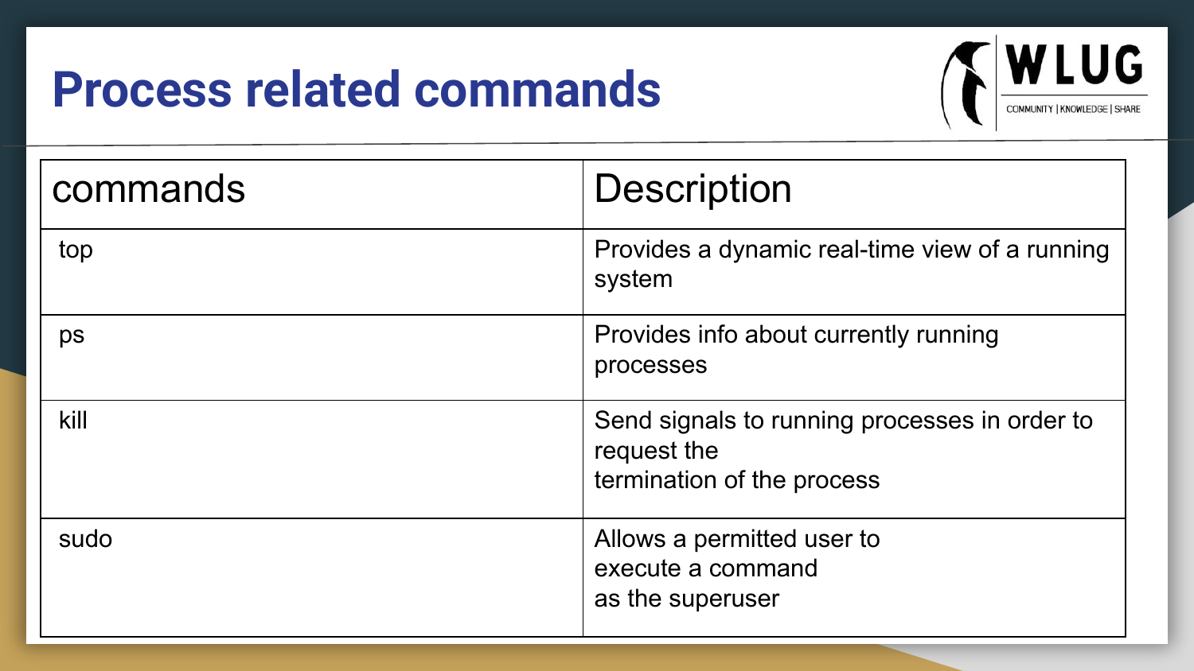# Process related commands

| commands | Description |
| --- | --- |
| top | Provides a dynamic real-time view of a running system |
| ps | Provides info about currently running processes |
| kill | Send signals to running processes in order to request the termination of the process |
| sudo | Allows a permitted user to execute a command as the superuser |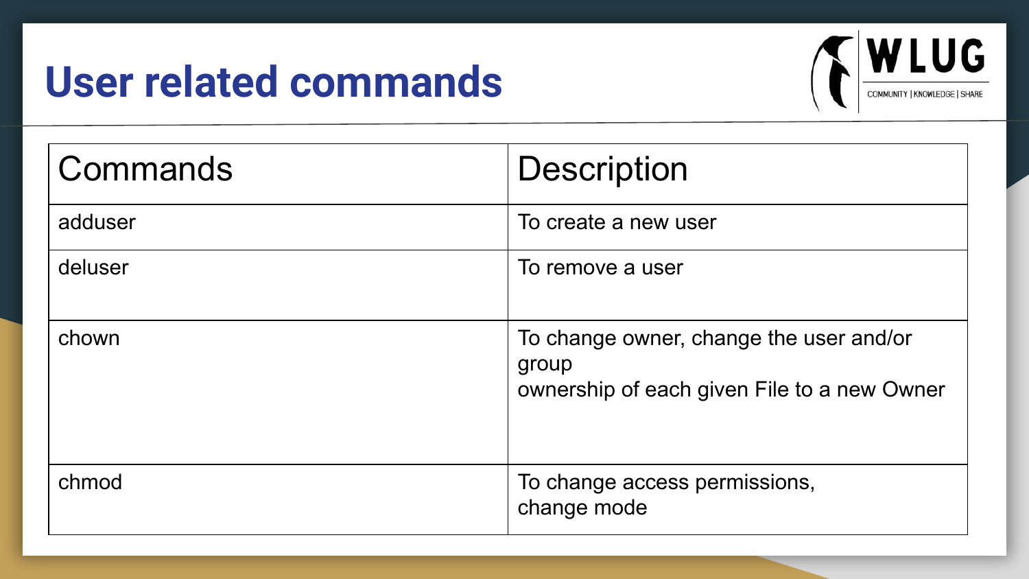# User related commands

| Commands | Description |
| --- | --- |
| adduser | To create a new user |
| deluser | To remove a user |
| chown | To change owner, change the user and/or group ownership of each given File to a new Owner |
| chmod | To change access permissions, change mode |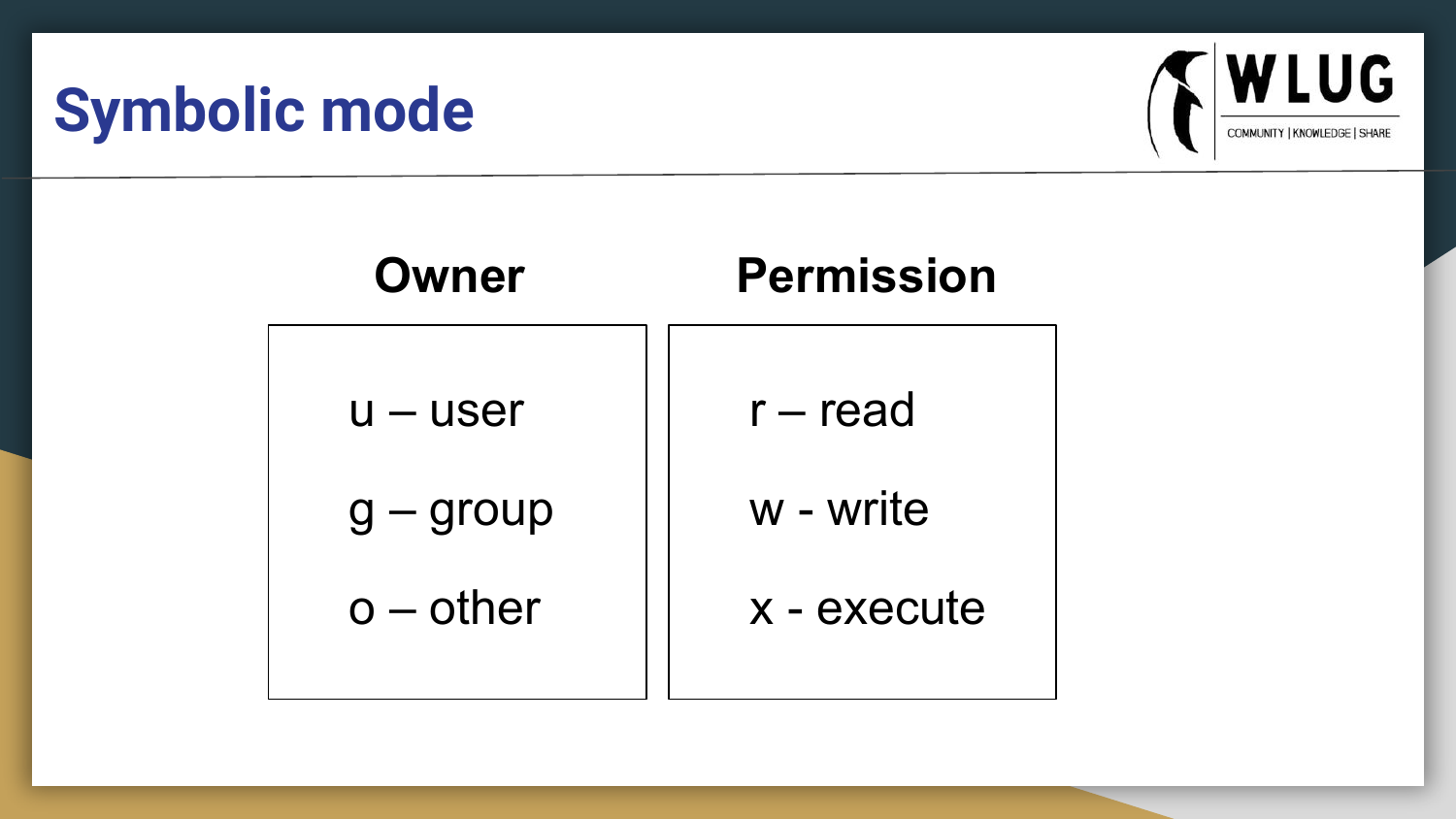# Symbolic mode

| Owner | Permission |
| --- | --- |
| u – user | r – read |
| g – group | w - write |
| o – other | x - execute |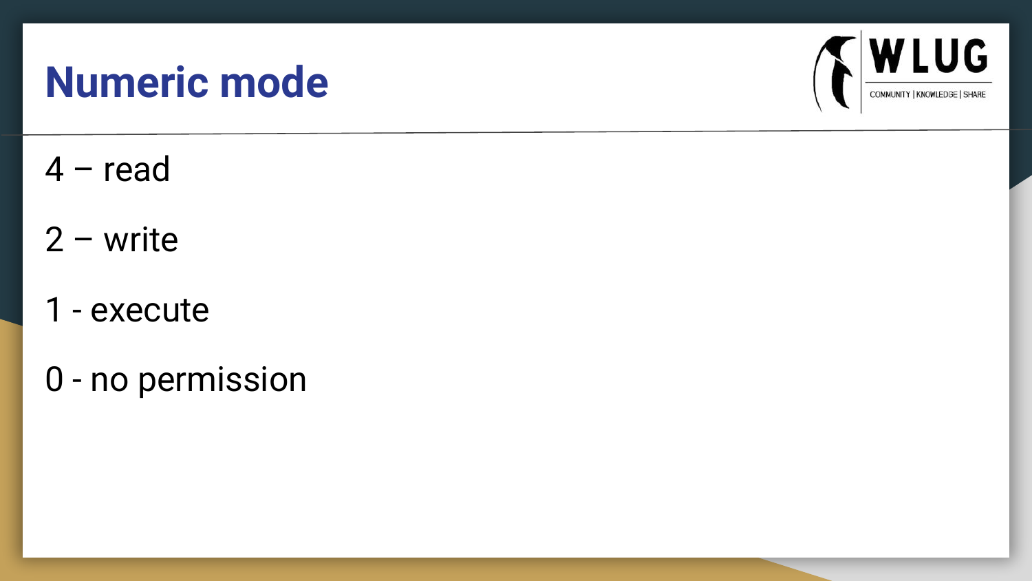# Numeric mode

4 – read

2 – write

1 - execute

0 - no permission